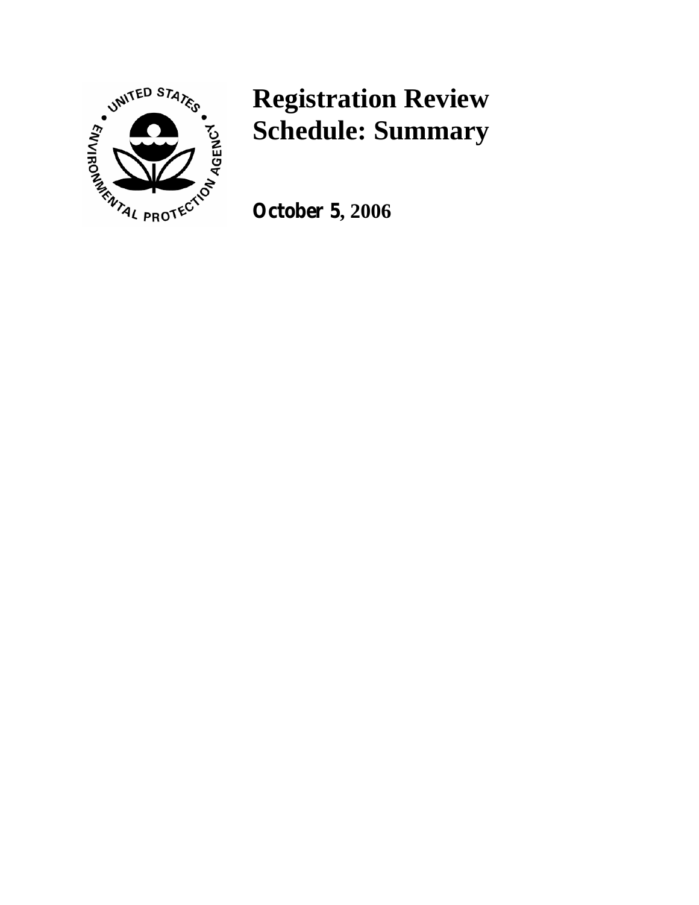# Registration Review Schedule: Summary

**October 5, 2006**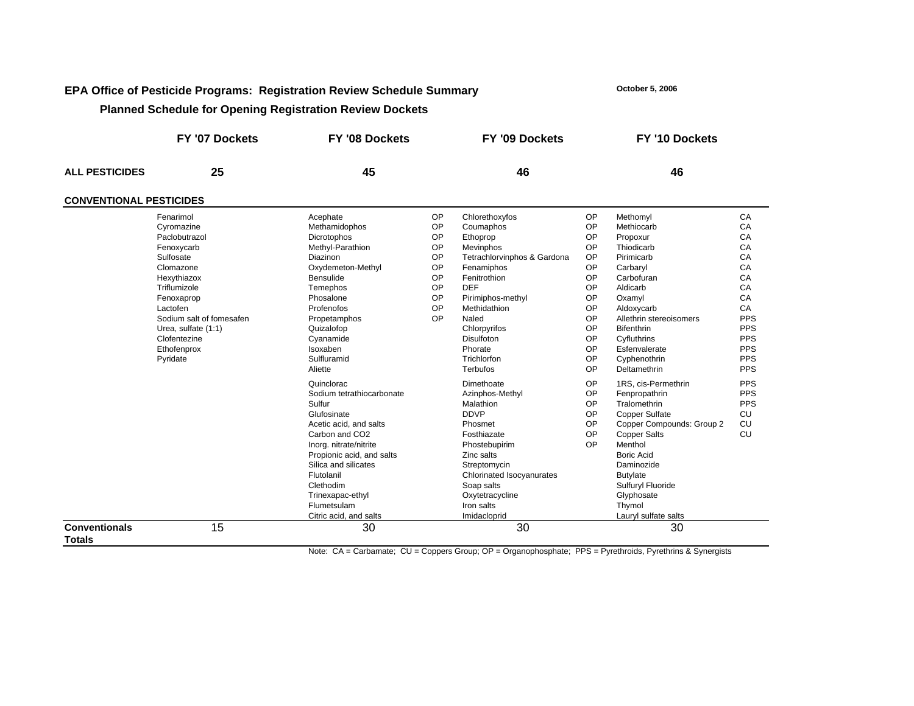## EPA Office of Pesticide Programs: Registration Review Schedule Summary

October 5, 2006

### Planned Schedule for Opening Registration Review Dockets

| | FY '07 Dockets | FY '08 Dockets | | FY '09 Dockets | | FY '10 Dockets | |
|---|---|---|---|---|---|---|---|
| **ALL PESTICIDES** | **25** | **45** | | **46** | | **46** | |
| **CONVENTIONAL PESTICIDES** | | | | | | | |
| | Fenarimol | Acephate | OP | Chlorethoxyfos | OP | Methomyl | CA |
| | Cyromazine | Methamidophos | OP | Coumaphos | OP | Methiocarb | CA |
| | Paclobutrazol | Dicrotophos | OP | Ethoprop | OP | Propoxur | CA |
| | Fenoxycarb | Methyl-Parathion | OP | Mevinphos | OP | Thiodicarb | CA |
| | Sulfosate | Diazinon | OP | Tetrachlorvinphos & Gardona | OP | Pirimicarb | CA |
| | Clomazone | Oxydemeton-Methyl | OP | Fenamiphos | OP | Carbaryl | CA |
| | Hexythiazox | Bensulide | OP | Fenitrothion | OP | Carbofuran | CA |
| | Triflumizole | Temephos | OP | DEF | OP | Aldicarb | CA |
| | Fenoxaprop | Phosalone | OP | Pirimiphos-methyl | OP | Oxamyl | CA |
| | Lactofen | Profenofos | OP | Methidathion | OP | Aldoxycarb | CA |
| | Sodium salt of fomesafen | Propetamphos | OP | Naled | OP | Allethrin stereoisomers | PPS |
| | Urea, sulfate (1:1) | Quizalofop | | Chlorpyrifos | OP | Bifenthrin | PPS |
| | Clofentezine | Cyanamide | | Disulfoton | OP | Cyfluthrins | PPS |
| | Ethofenprox | Isoxaben | | Phorate | OP | Esfenvalerate | PPS |
| | Pyridate | Sulfluramid | | Trichlorfon | OP | Cyphenothrin | PPS |
| | | Aliette | | Terbufos | OP | Deltamethrin | PPS |
| | | Quinclorac | | Dimethoate | OP | 1RS, cis-Permethrin | PPS |
| | | Sodium tetrathiocarbonate | | Azinphos-Methyl | OP | Fenpropathrin | PPS |
| | | Sulfur | | Malathion | OP | Tralomethrin | PPS |
| | | Glufosinate | | DDVP | OP | Copper Sulfate | CU |
| | | Acetic acid, and salts | | Phosmet | OP | Copper Compounds: Group 2 | CU |
| | | Carbon and CO2 | | Fosthiazate | OP | Copper Salts | CU |
| | | Inorg. nitrate/nitrite | | Phostebupirim | OP | Menthol | |
| | | Propionic acid, and salts | | Zinc salts | | Boric Acid | |
| | | Silica and silicates | | Streptomycin | | Daminozide | |
| | | Flutolanil | | Chlorinated Isocyanurates | | Butylate | |
| | | Clethodim | | Soap salts | | Sulfuryl Fluoride | |
| | | Trinexapac-ethyl | | Oxytetracycline | | Glyphosate | |
| | | Flumetsulam | | Iron salts | | Thymol | |
| | | Citric acid, and salts | | Imidacloprid | | Lauryl sulfate salts | |
| **Conventionals Totals** | 15 | 30 | | 30 | | 30 | |

Note: CA = Carbamate; CU = Coppers Group; OP = Organophosphate; PPS = Pyrethroids, Pyrethrins & Synergists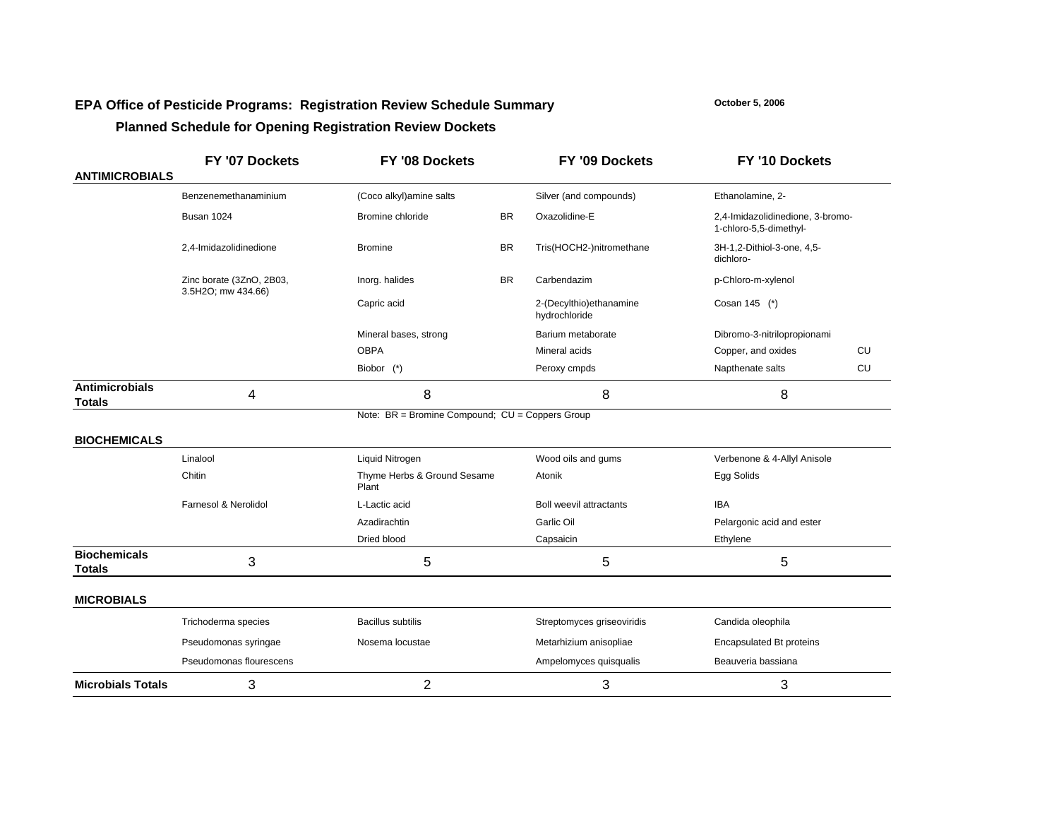## EPA Office of Pesticide Programs: Registration Review Schedule Summary

October 5, 2006

### Planned Schedule for Opening Registration Review Dockets

| | FY '07 Dockets | FY '08 Dockets | | FY '09 Dockets | FY '10 Dockets | |
|---|---|---|---|---|---|---|
| **ANTIMICROBIALS** | | | | | | |
| | Benzenemethanaminium | (Coco alkyl)amine salts | | Silver (and compounds) | Ethanolamine, 2- | |
| | Busan 1024 | Bromine chloride | BR | Oxazolidine-E | 2,4-Imidazolidinedione, 3-bromo-1-chloro-5,5-dimethyl- | |
| | 2,4-Imidazolidinedione | Bromine | BR | Tris(HOCH2-)nitromethane | 3H-1,2-Dithiol-3-one, 4,5-dichloro- | |
| | Zinc borate (3ZnO, 2B03, 3.5H2O; mw 434.66) | Inorg. halides | BR | Carbendazim | p-Chloro-m-xylenol | |
| | | Capric acid | | 2-(Decylthio)ethanamine hydrochloride | Cosan 145 (*) | |
| | | Mineral bases, strong | | Barium metaborate | Dibromo-3-nitrilopropionami | |
| | | OBPA | | Mineral acids | Copper, and oxides | CU |
| | | Biobor (*) | | Peroxy cmpds | Napthenate salts | CU |
| **Antimicrobials Totals** | 4 | 8 | | 8 | 8 | |
| | | Note: BR = Bromine Compound; CU = Coppers Group | | | | |
| **BIOCHEMICALS** | | | | | | |
| | Linalool | Liquid Nitrogen | | Wood oils and gums | Verbenone & 4-Allyl Anisole | |
| | Chitin | Thyme Herbs & Ground Sesame Plant | | Atonik | Egg Solids | |
| | Farnesol & Nerolidol | L-Lactic acid | | Boll weevil attractants | IBA | |
| | | Azadirachtin | | Garlic Oil | Pelargonic acid and ester | |
| | | Dried blood | | Capsaicin | Ethylene | |
| **Biochemicals Totals** | 3 | 5 | | 5 | 5 | |
| **MICROBIALS** | | | | | | |
| | Trichoderma species | Bacillus subtilis | | Streptomyces griseoviridis | Candida oleophila | |
| | Pseudomonas syringae | Nosema locustae | | Metarhizium anisopliae | Encapsulated Bt proteins | |
| | Pseudomonas flourescens | | | Ampelomyces quisqualis | Beauveria bassiana | |
| **Microbials Totals** | 3 | 2 | | 3 | 3 | |